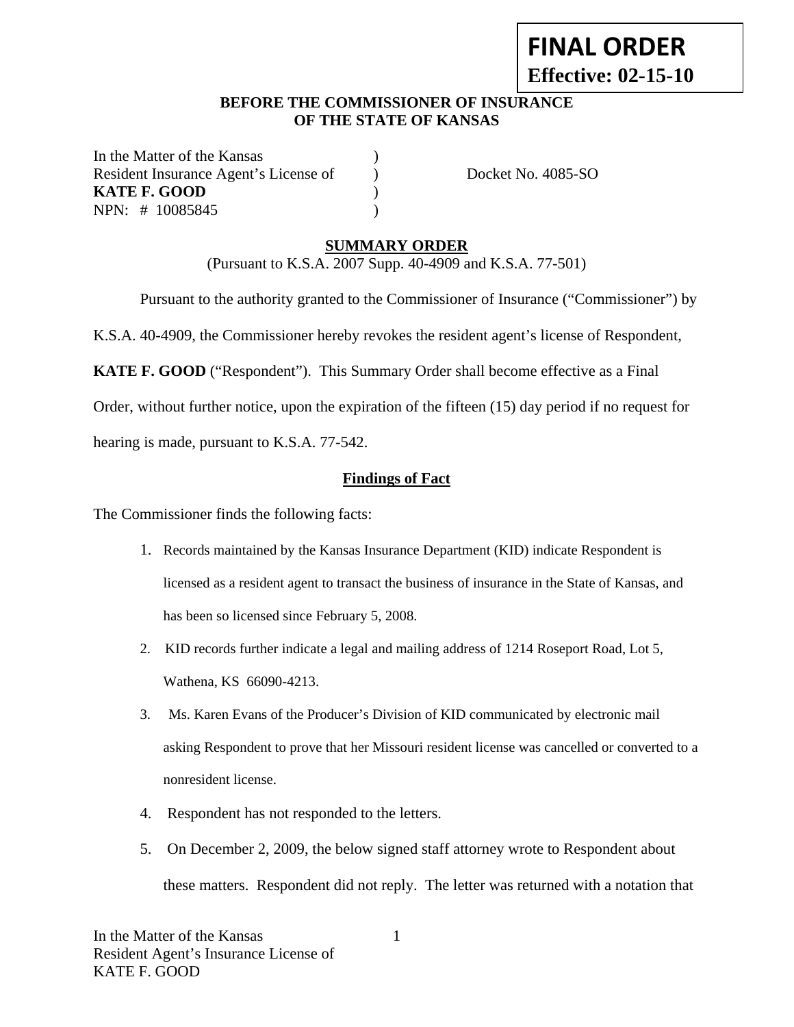**FINAL ORDER**
**Effective: 02-15-10**

**BEFORE THE COMMISSIONER OF INSURANCE**
**OF THE STATE OF KANSAS**

In the Matter of the Kansas )
Resident Insurance Agent's License of ) Docket No. 4085-SO
**KATE F. GOOD** )
NPN: # 10085845 )

## SUMMARY ORDER

(Pursuant to K.S.A. 2007 Supp. 40-4909 and K.S.A. 77-501)

Pursuant to the authority granted to the Commissioner of Insurance ("Commissioner") by K.S.A. 40-4909, the Commissioner hereby revokes the resident agent's license of Respondent, **KATE F. GOOD** ("Respondent"). This Summary Order shall become effective as a Final Order, without further notice, upon the expiration of the fifteen (15) day period if no request for hearing is made, pursuant to K.S.A. 77-542.

### Findings of Fact

The Commissioner finds the following facts:

1. Records maintained by the Kansas Insurance Department (KID) indicate Respondent is licensed as a resident agent to transact the business of insurance in the State of Kansas, and has been so licensed since February 5, 2008.
2. KID records further indicate a legal and mailing address of 1214 Roseport Road, Lot 5, Wathena, KS 66090-4213.
3. Ms. Karen Evans of the Producer's Division of KID communicated by electronic mail asking Respondent to prove that her Missouri resident license was cancelled or converted to a nonresident license.
4. Respondent has not responded to the letters.
5. On December 2, 2009, the below signed staff attorney wrote to Respondent about these matters. Respondent did not reply. The letter was returned with a notation that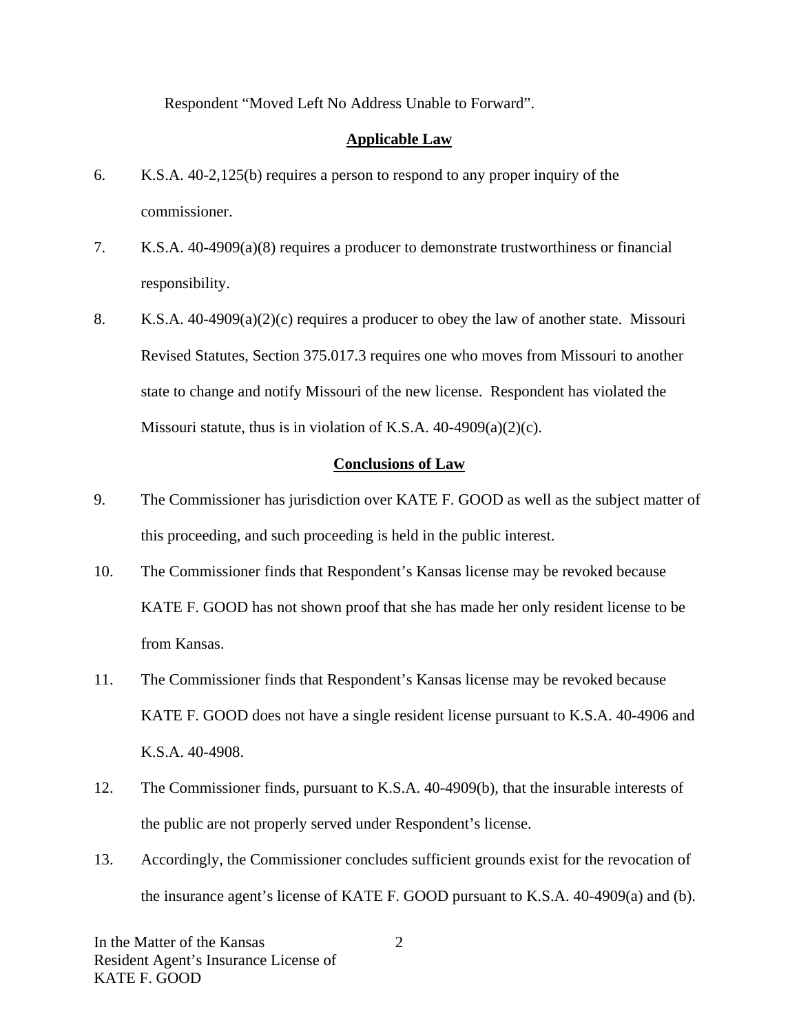Respondent "Moved Left No Address Unable to Forward".

## Applicable Law

6. K.S.A. 40-2,125(b) requires a person to respond to any proper inquiry of the commissioner.

7. K.S.A. 40-4909(a)(8) requires a producer to demonstrate trustworthiness or financial responsibility.

8. K.S.A. 40-4909(a)(2)(c) requires a producer to obey the law of another state. Missouri Revised Statutes, Section 375.017.3 requires one who moves from Missouri to another state to change and notify Missouri of the new license. Respondent has violated the Missouri statute, thus is in violation of K.S.A. 40-4909(a)(2)(c).

## Conclusions of Law

9. The Commissioner has jurisdiction over KATE F. GOOD as well as the subject matter of this proceeding, and such proceeding is held in the public interest.

10. The Commissioner finds that Respondent's Kansas license may be revoked because KATE F. GOOD has not shown proof that she has made her only resident license to be from Kansas.

11. The Commissioner finds that Respondent's Kansas license may be revoked because KATE F. GOOD does not have a single resident license pursuant to K.S.A. 40-4906 and K.S.A. 40-4908.

12. The Commissioner finds, pursuant to K.S.A. 40-4909(b), that the insurable interests of the public are not properly served under Respondent's license.

13. Accordingly, the Commissioner concludes sufficient grounds exist for the revocation of the insurance agent's license of KATE F. GOOD pursuant to K.S.A. 40-4909(a) and (b).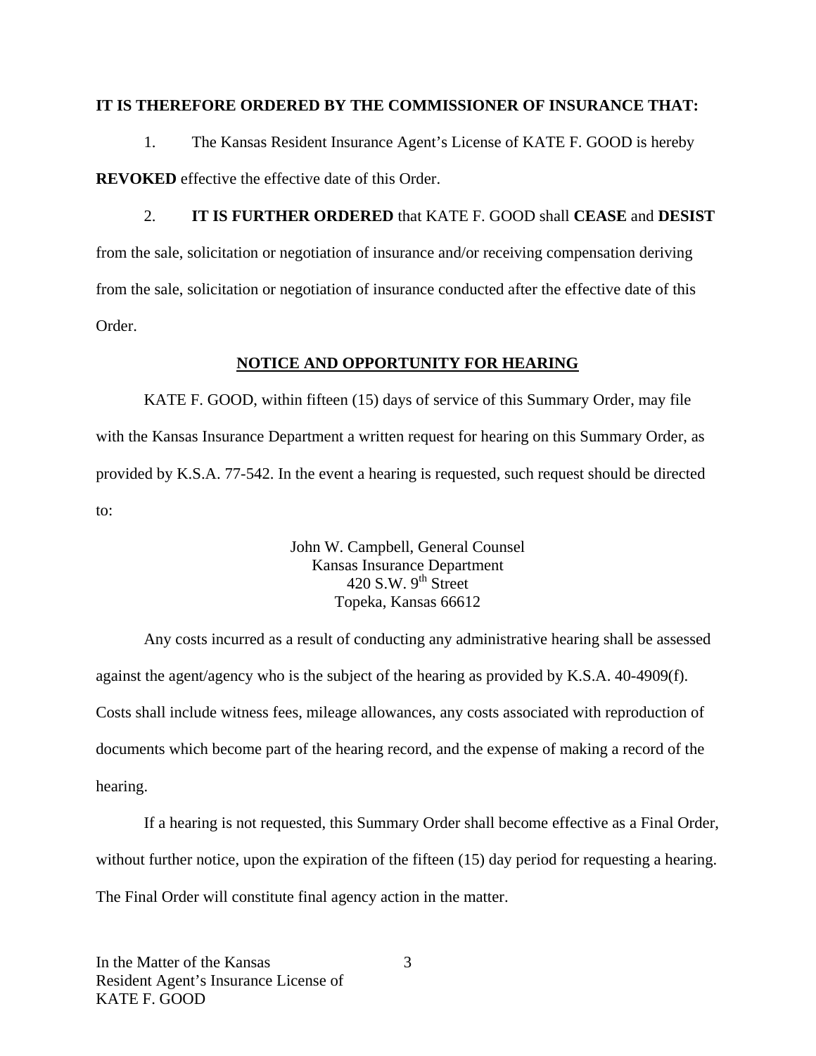**IT IS THEREFORE ORDERED BY THE COMMISSIONER OF INSURANCE THAT:**

1. The Kansas Resident Insurance Agent's License of KATE F. GOOD is hereby **REVOKED** effective the effective date of this Order.

2. **IT IS FURTHER ORDERED** that KATE F. GOOD shall **CEASE** and **DESIST** from the sale, solicitation or negotiation of insurance and/or receiving compensation deriving from the sale, solicitation or negotiation of insurance conducted after the effective date of this Order.

**NOTICE AND OPPORTUNITY FOR HEARING**

KATE F. GOOD, within fifteen (15) days of service of this Summary Order, may file with the Kansas Insurance Department a written request for hearing on this Summary Order, as provided by K.S.A. 77-542. In the event a hearing is requested, such request should be directed to:

John W. Campbell, General Counsel
Kansas Insurance Department
420 S.W. 9th Street
Topeka, Kansas 66612

Any costs incurred as a result of conducting any administrative hearing shall be assessed against the agent/agency who is the subject of the hearing as provided by K.S.A. 40-4909(f). Costs shall include witness fees, mileage allowances, any costs associated with reproduction of documents which become part of the hearing record, and the expense of making a record of the hearing.

If a hearing is not requested, this Summary Order shall become effective as a Final Order, without further notice, upon the expiration of the fifteen (15) day period for requesting a hearing. The Final Order will constitute final agency action in the matter.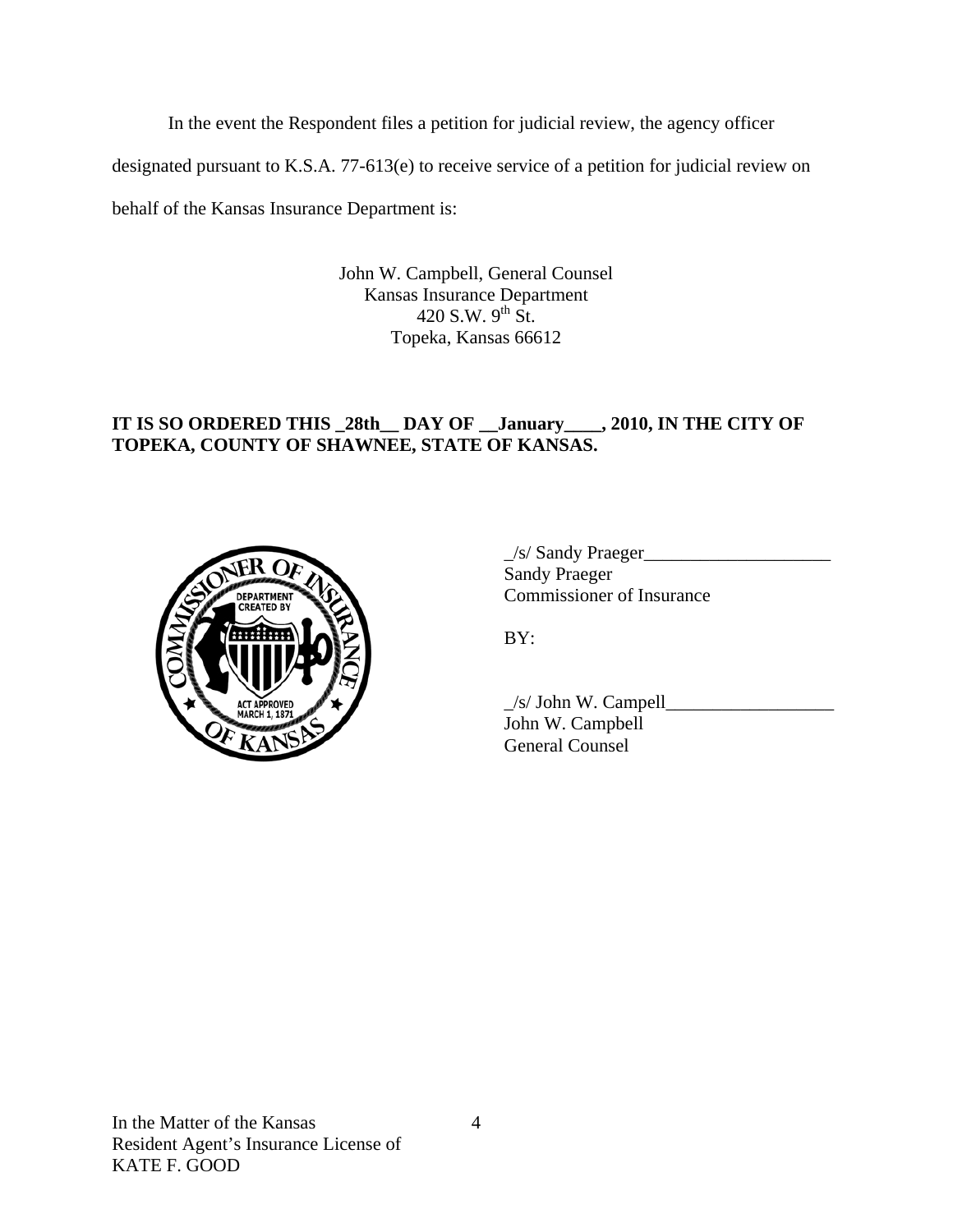In the event the Respondent files a petition for judicial review, the agency officer designated pursuant to K.S.A. 77-613(e) to receive service of a petition for judicial review on behalf of the Kansas Insurance Department is:

John W. Campbell, General Counsel
Kansas Insurance Department
420 S.W. 9th St.
Topeka, Kansas 66612

**IT IS SO ORDERED THIS _28th__ DAY OF __January____, 2010, IN THE CITY OF TOPEKA, COUNTY OF SHAWNEE, STATE OF KANSAS.**

_/s/ Sandy Praeger____________________
Sandy Praeger
Commissioner of Insurance

BY:

_/s/ John W. Campell__________________
John W. Campbell
General Counsel

In the Matter of the Kansas
Resident Agent's Insurance License of
KATE F. GOOD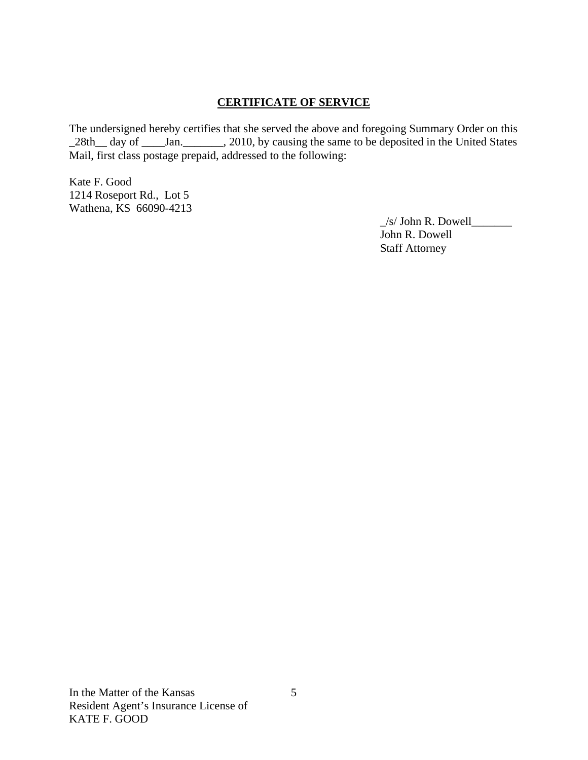**CERTIFICATE OF SERVICE**

The undersigned hereby certifies that she served the above and foregoing Summary Order on this _28th__ day of ____Jan._______, 2010, by causing the same to be deposited in the United States Mail, first class postage prepaid, addressed to the following:

Kate F. Good
1214 Roseport Rd., Lot 5
Wathena, KS 66090-4213

_/s/ John R. Dowell_______
John R. Dowell
Staff Attorney

In the Matter of the Kansas
Resident Agent's Insurance License of
KATE F. GOOD